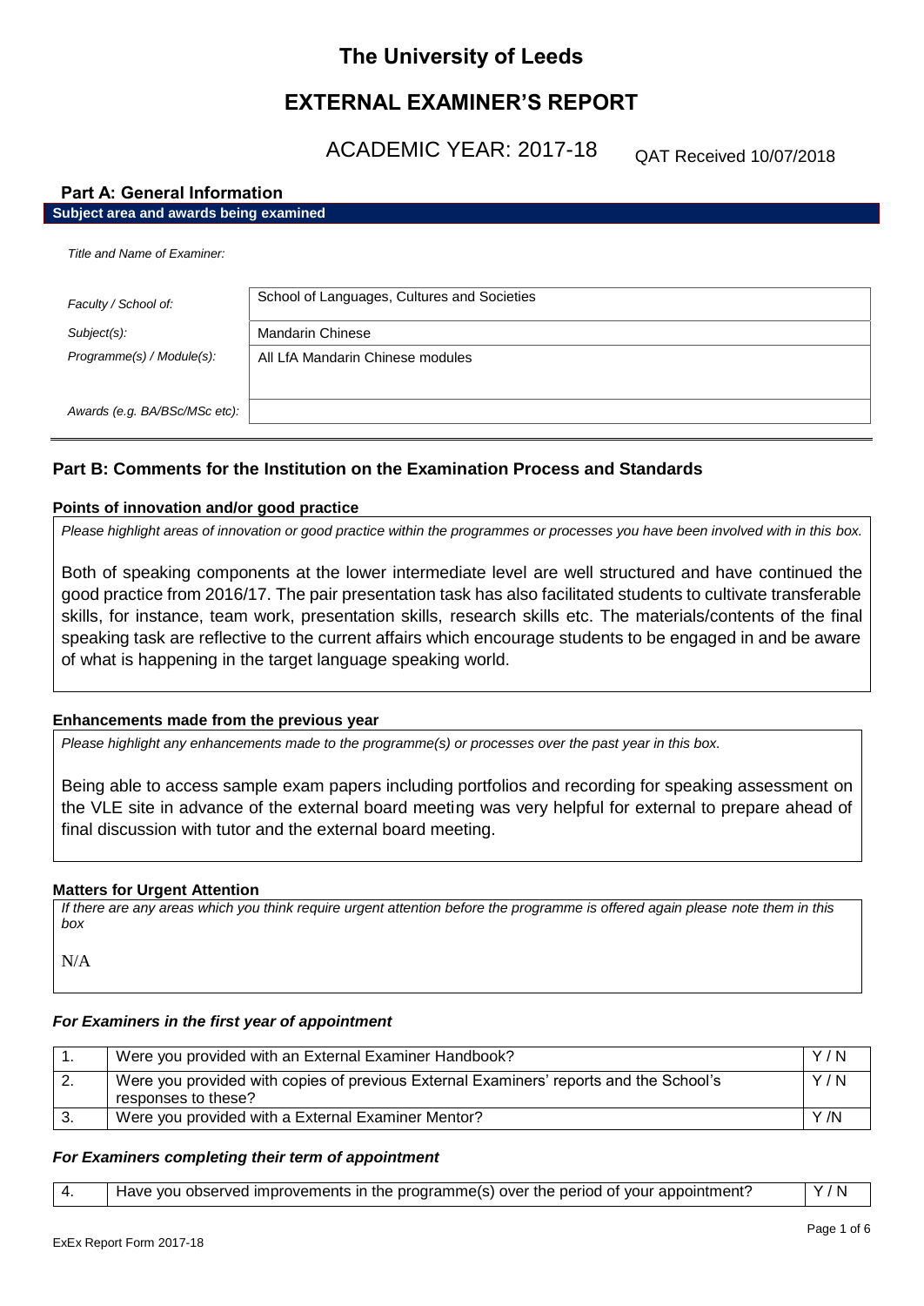# The University of Leeds

# EXTERNAL EXAMINER'S REPORT

## ACADEMIC YEAR: 2017-18

QAT Received 10/07/2018

### Part A: General Information

**Subject area and awards being examined**

| | |
|---|---|
| *Title and Name of Examiner:* | |
| *Faculty / School of:* | School of Languages, Cultures and Societies |
| *Subject(s):* | Mandarin Chinese |
| *Programme(s) / Module(s):* | All LfA Mandarin Chinese modules |
| *Awards (e.g. BA/BSc/MSc etc):* | |

### Part B: Comments for the Institution on the Examination Process and Standards

#### Points of innovation and/or good practice

*Please highlight areas of innovation or good practice within the programmes or processes you have been involved with in this box.*

Both of speaking components at the lower intermediate level are well structured and have continued the good practice from 2016/17. The pair presentation task has also facilitated students to cultivate transferable skills, for instance, team work, presentation skills, research skills etc. The materials/contents of the final speaking task are reflective to the current affairs which encourage students to be engaged in and be aware of what is happening in the target language speaking world.

#### Enhancements made from the previous year

*Please highlight any enhancements made to the programme(s) or processes over the past year in this box.*

Being able to access sample exam papers including portfolios and recording for speaking assessment on the VLE site in advance of the external board meeting was very helpful for external to prepare ahead of final discussion with tutor and the external board meeting.

#### Matters for Urgent Attention

*If there are any areas which you think require urgent attention before the programme is offered again please note them in this box*

N/A

#### *For Examiners in the first year of appointment*

| | | |
|---|---|---|
| 1. | Were you provided with an External Examiner Handbook? | Y / N |
| 2. | Were you provided with copies of previous External Examiners' reports and the School's responses to these? | Y / N |
| 3. | Were you provided with a External Examiner Mentor? | Y /N |

#### *For Examiners completing their term of appointment*

| | | |
|---|---|---|
| 4. | Have you observed improvements in the programme(s) over the period of your appointment? | Y / N |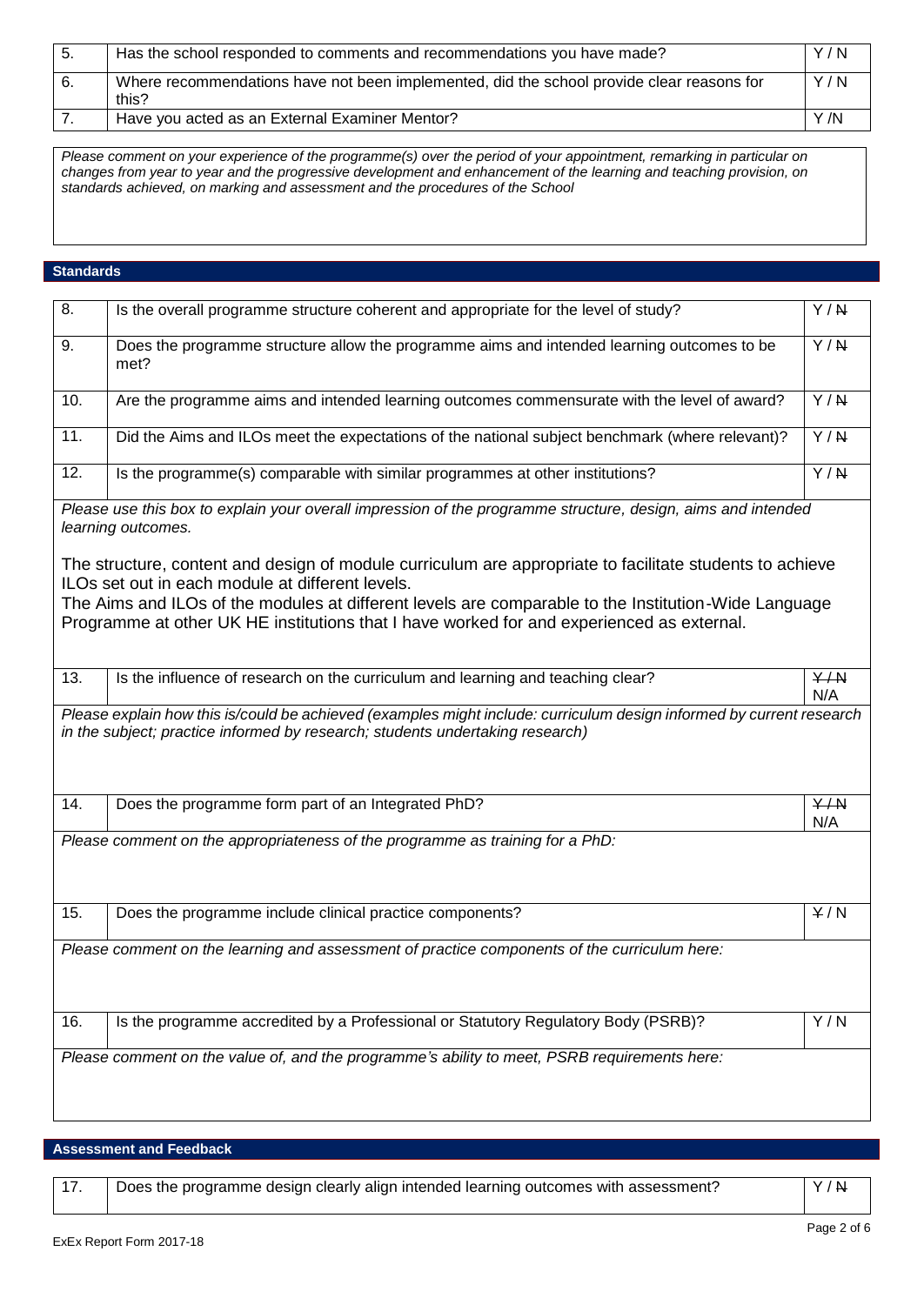| 5. | Has the school responded to comments and recommendations you have made? | Y / N |
|---|---|---|
| 6. | Where recommendations have not been implemented, did the school provide clear reasons for this? | Y / N |
| 7. | Have you acted as an External Examiner Mentor? | Y /N |

*Please comment on your experience of the programme(s) over the period of your appointment, remarking in particular on changes from year to year and the progressive development and enhancement of the learning and teaching provision, on standards achieved, on marking and assessment and the procedures of the School*

## Standards

| 8. | Is the overall programme structure coherent and appropriate for the level of study? | Y / ~~N~~ |
|---|---|---|
| 9. | Does the programme structure allow the programme aims and intended learning outcomes to be met? | Y / ~~N~~ |
| 10. | Are the programme aims and intended learning outcomes commensurate with the level of award? | Y / ~~N~~ |
| 11. | Did the Aims and ILOs meet the expectations of the national subject benchmark (where relevant)? | Y / ~~N~~ |
| 12. | Is the programme(s) comparable with similar programmes at other institutions? | Y / ~~N~~ |

*Please use this box to explain your overall impression of the programme structure, design, aims and intended learning outcomes.*

The structure, content and design of module curriculum are appropriate to facilitate students to achieve ILOs set out in each module at different levels.
The Aims and ILOs of the modules at different levels are comparable to the Institution-Wide Language Programme at other UK HE institutions that I have worked for and experienced as external.

| 13. | Is the influence of research on the curriculum and learning and teaching clear? | ~~Y / N~~ N/A |
|---|---|---|

*Please explain how this is/could be achieved (examples might include: curriculum design informed by current research in the subject; practice informed by research; students undertaking research)*

| 14. | Does the programme form part of an Integrated PhD? | ~~Y / N~~ N/A |
|---|---|---|

*Please comment on the appropriateness of the programme as training for a PhD:*

| 15. | Does the programme include clinical practice components? | ~~Y~~ / N |
|---|---|---|

*Please comment on the learning and assessment of practice components of the curriculum here:*

| 16. | Is the programme accredited by a Professional or Statutory Regulatory Body (PSRB)? | Y / N |
|---|---|---|

*Please comment on the value of, and the programme's ability to meet, PSRB requirements here:*

## Assessment and Feedback

| 17. | Does the programme design clearly align intended learning outcomes with assessment? | Y / ~~N~~ |
|---|---|---|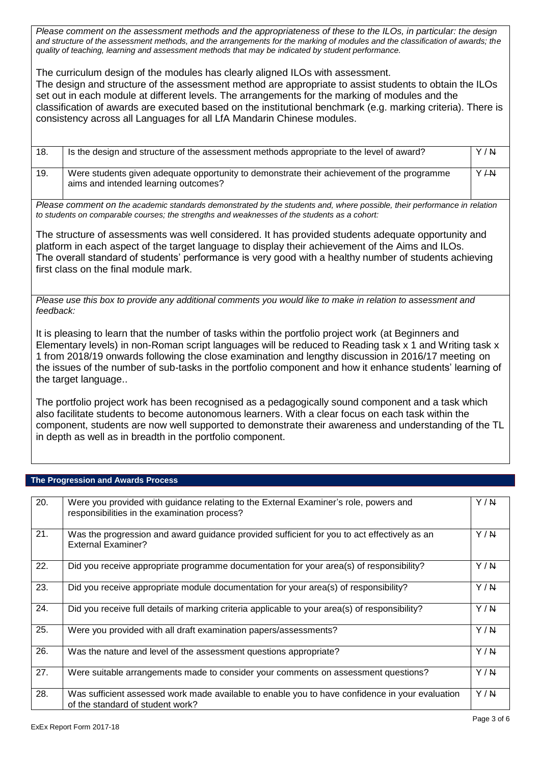*Please comment on the assessment methods and the appropriateness of these to the ILOs, in particular: the design and structure of the assessment methods, and the arrangements for the marking of modules and the classification of awards; the quality of teaching, learning and assessment methods that may be indicated by student performance.*

The curriculum design of the modules has clearly aligned ILOs with assessment.
The design and structure of the assessment method are appropriate to assist students to obtain the ILOs set out in each module at different levels. The arrangements for the marking of modules and the classification of awards are executed based on the institutional benchmark (e.g. marking criteria). There is consistency across all Languages for all LfA Mandarin Chinese modules.

| | | |
|---|---|---|
| 18. | Is the design and structure of the assessment methods appropriate to the level of award? | Y / ~~N~~ |
| 19. | Were students given adequate opportunity to demonstrate their achievement of the programme aims and intended learning outcomes? | Y ~~/ N~~ |

*Please comment on the academic standards demonstrated by the students and, where possible, their performance in relation to students on comparable courses; the strengths and weaknesses of the students as a cohort:*

The structure of assessments was well considered. It has provided students adequate opportunity and platform in each aspect of the target language to display their achievement of the Aims and ILOs.
The overall standard of students' performance is very good with a healthy number of students achieving first class on the final module mark.

*Please use this box to provide any additional comments you would like to make in relation to assessment and feedback:*

It is pleasing to learn that the number of tasks within the portfolio project work (at Beginners and Elementary levels) in non-Roman script languages will be reduced to Reading task x 1 and Writing task x 1 from 2018/19 onwards following the close examination and lengthy discussion in 2016/17 meeting on the issues of the number of sub-tasks in the portfolio component and how it enhance students' learning of the target language..

The portfolio project work has been recognised as a pedagogically sound component and a task which also facilitate students to become autonomous learners. With a clear focus on each task within the component, students are now well supported to demonstrate their awareness and understanding of the TL in depth as well as in breadth in the portfolio component.

## The Progression and Awards Process

| | | |
|---|---|---|
| 20. | Were you provided with guidance relating to the External Examiner's role, powers and responsibilities in the examination process? | Y / ~~N~~ |
| 21. | Was the progression and award guidance provided sufficient for you to act effectively as an External Examiner? | Y / ~~N~~ |
| 22. | Did you receive appropriate programme documentation for your area(s) of responsibility? | Y / ~~N~~ |
| 23. | Did you receive appropriate module documentation for your area(s) of responsibility? | Y / ~~N~~ |
| 24. | Did you receive full details of marking criteria applicable to your area(s) of responsibility? | Y / ~~N~~ |
| 25. | Were you provided with all draft examination papers/assessments? | Y / ~~N~~ |
| 26. | Was the nature and level of the assessment questions appropriate? | Y / ~~N~~ |
| 27. | Were suitable arrangements made to consider your comments on assessment questions? | Y / ~~N~~ |
| 28. | Was sufficient assessed work made available to enable you to have confidence in your evaluation of the standard of student work? | Y / ~~N~~ |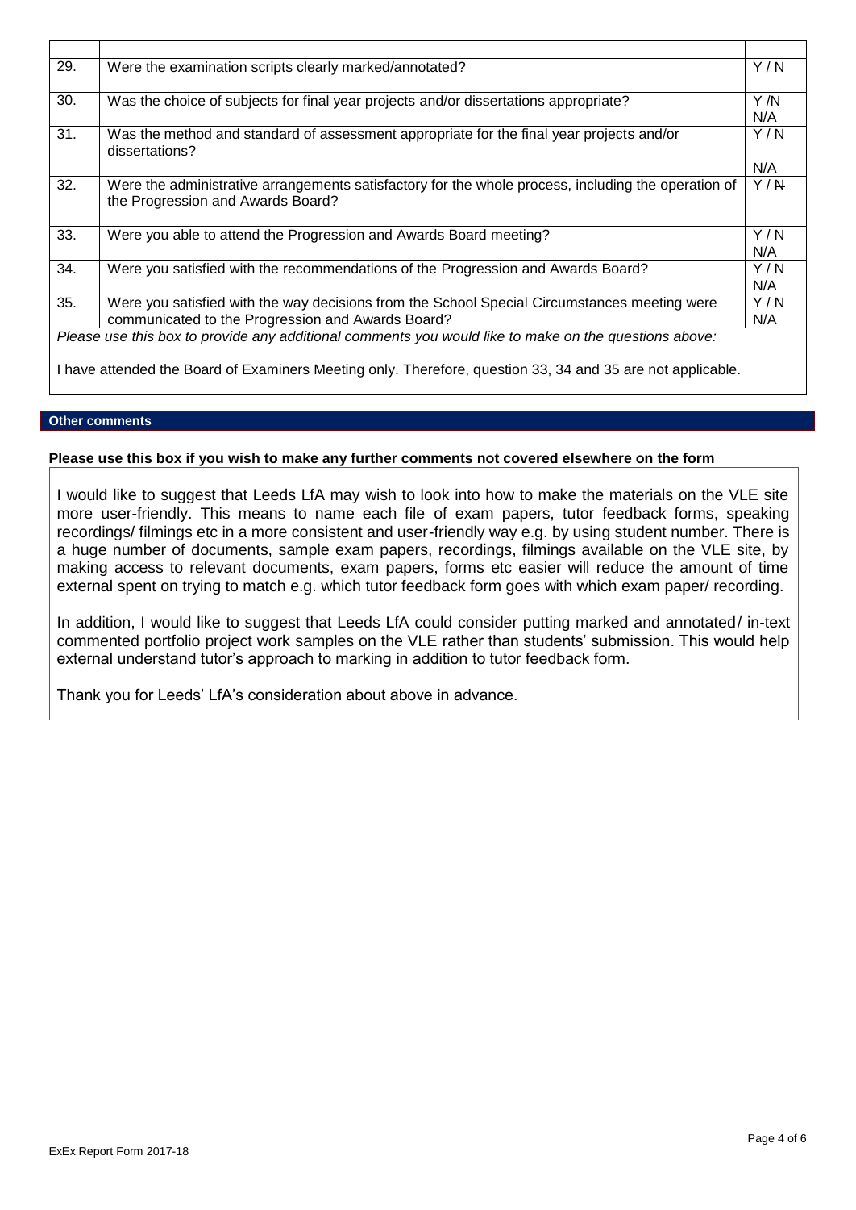| | | |
|---|---|---|
| 29. | Were the examination scripts clearly marked/annotated? | Y / ~~N~~ |
| 30. | Was the choice of subjects for final year projects and/or dissertations appropriate? | Y /N N/A |
| 31. | Was the method and standard of assessment appropriate for the final year projects and/or dissertations? | Y / N N/A |
| 32. | Were the administrative arrangements satisfactory for the whole process, including the operation of the Progression and Awards Board? | Y / ~~N~~ |
| 33. | Were you able to attend the Progression and Awards Board meeting? | Y / N N/A |
| 34. | Were you satisfied with the recommendations of the Progression and Awards Board? | Y / N N/A |
| 35. | Were you satisfied with the way decisions from the School Special Circumstances meeting were communicated to the Progression and Awards Board? | Y / N N/A |

*Please use this box to provide any additional comments you would like to make on the questions above:*

I have attended the Board of Examiners Meeting only. Therefore, question 33, 34 and 35 are not applicable.

## Other comments

**Please use this box if you wish to make any further comments not covered elsewhere on the form**

I would like to suggest that Leeds LfA may wish to look into how to make the materials on the VLE site more user-friendly. This means to name each file of exam papers, tutor feedback forms, speaking recordings/ filmings etc in a more consistent and user-friendly way e.g. by using student number. There is a huge number of documents, sample exam papers, recordings, filmings available on the VLE site, by making access to relevant documents, exam papers, forms etc easier will reduce the amount of time external spent on trying to match e.g. which tutor feedback form goes with which exam paper/ recording.

In addition, I would like to suggest that Leeds LfA could consider putting marked and annotated/ in-text commented portfolio project work samples on the VLE rather than students' submission. This would help external understand tutor's approach to marking in addition to tutor feedback form.

Thank you for Leeds' LfA's consideration about above in advance.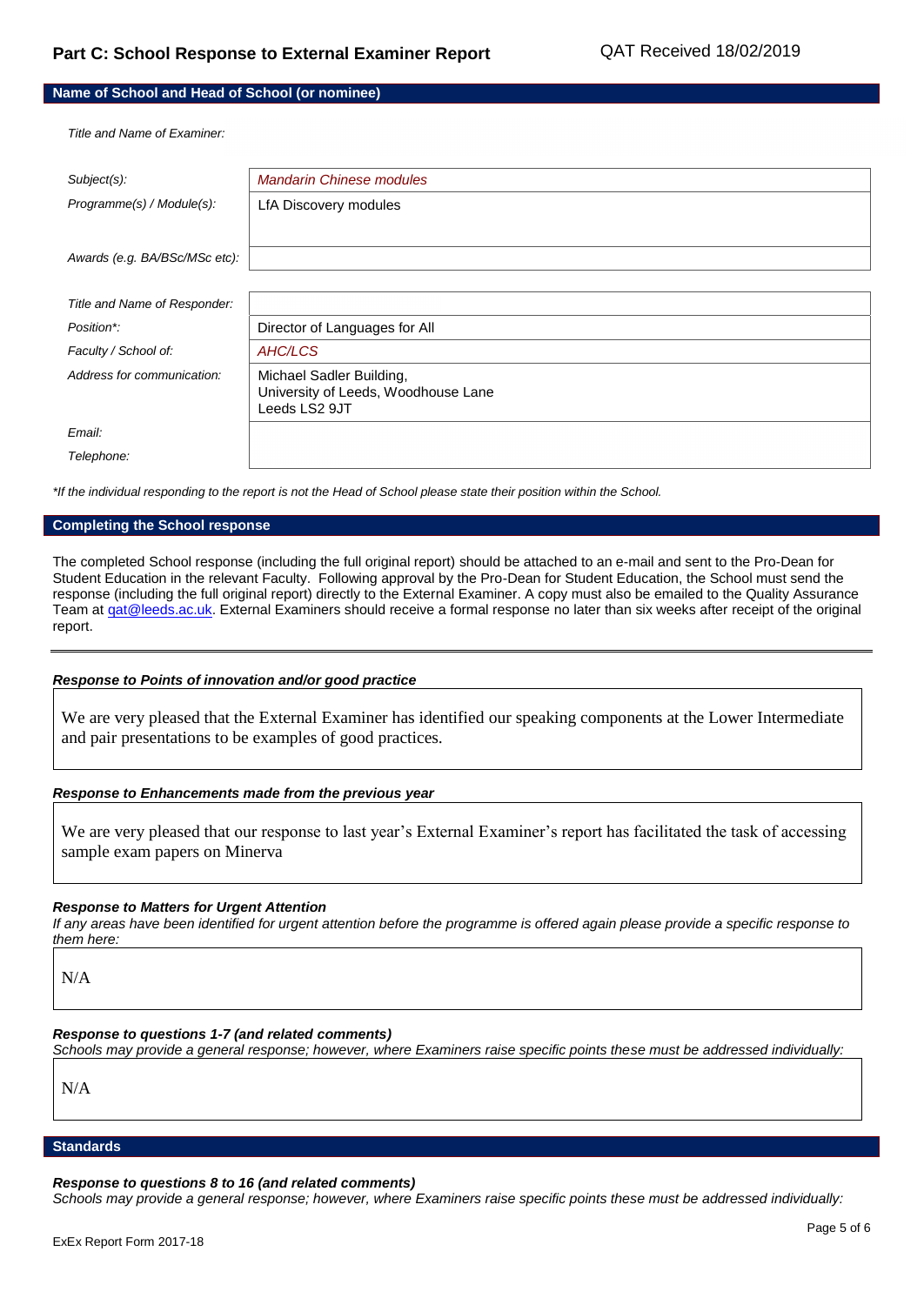## Part C: School Response to External Examiner Report

QAT Received 18/02/2019

### Name of School and Head of School (or nominee)

*Title and Name of Examiner:*

| | |
|---|---|
| *Subject(s):* | *Mandarin Chinese modules* |
| *Programme(s) / Module(s):* | LfA Discovery modules |
| *Awards (e.g. BA/BSc/MSc etc):* | |

| | |
|---|---|
| *Title and Name of Responder:* | |
| *Position\*:* | Director of Languages for All |
| *Faculty / School of:* | *AHC/LCS* |
| *Address for communication:* | Michael Sadler Building, University of Leeds, Woodhouse Lane Leeds LS2 9JT |
| *Email:* | |
| *Telephone:* | |

*\*If the individual responding to the report is not the Head of School please state their position within the School.*

### Completing the School response

The completed School response (including the full original report) should be attached to an e-mail and sent to the Pro-Dean for Student Education in the relevant Faculty. Following approval by the Pro-Dean for Student Education, the School must send the response (including the full original report) directly to the External Examiner. A copy must also be emailed to the Quality Assurance Team at qat@leeds.ac.uk. External Examiners should receive a formal response no later than six weeks after receipt of the original report.

---

***Response to Points of innovation and/or good practice***

We are very pleased that the External Examiner has identified our speaking components at the Lower Intermediate and pair presentations to be examples of good practices.

***Response to Enhancements made from the previous year***

We are very pleased that our response to last year's External Examiner's report has facilitated the task of accessing sample exam papers on Minerva

***Response to Matters for Urgent Attention***

*If any areas have been identified for urgent attention before the programme is offered again please provide a specific response to them here:*

N/A

***Response to questions 1-7 (and related comments)***

*Schools may provide a general response; however, where Examiners raise specific points these must be addressed individually:*

N/A

### Standards

***Response to questions 8 to 16 (and related comments)***

*Schools may provide a general response; however, where Examiners raise specific points these must be addressed individually:*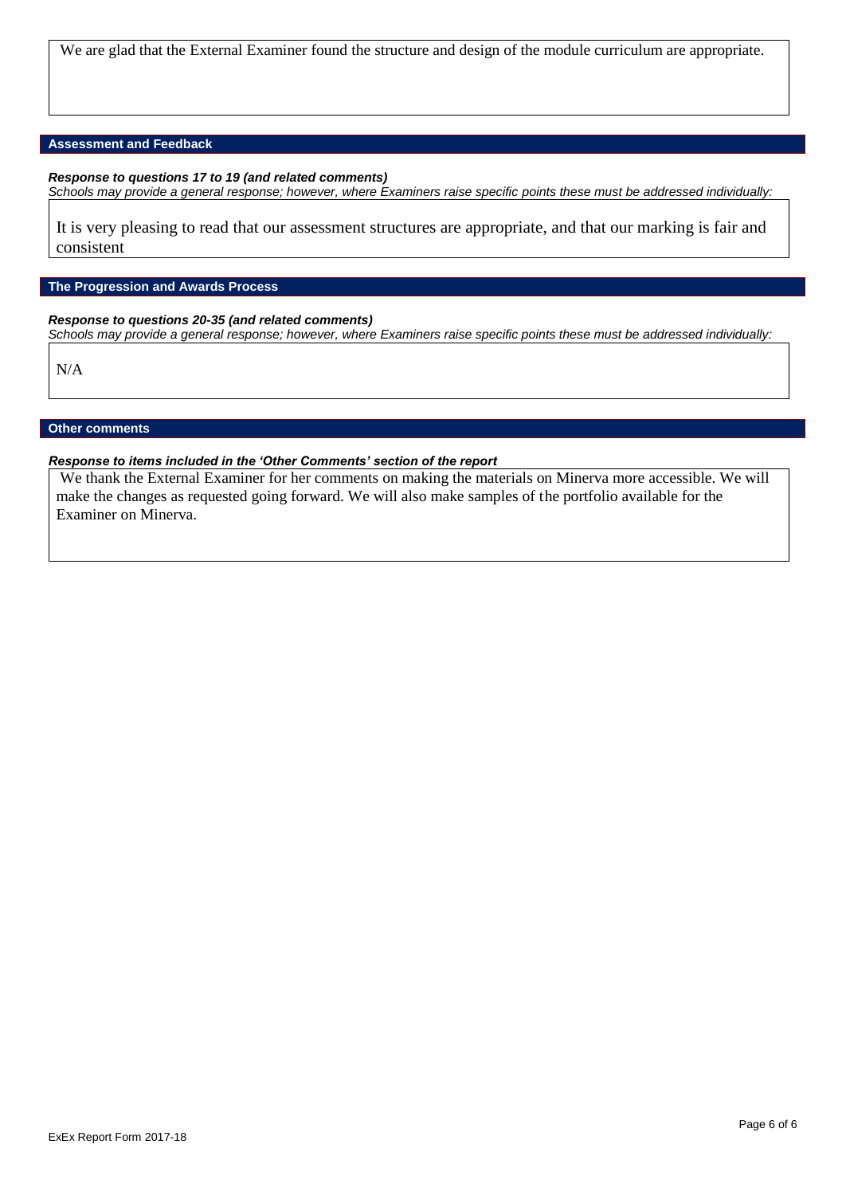We are glad that the External Examiner found the structure and design of the module curriculum are appropriate.

## Assessment and Feedback

***Response to questions 17 to 19 (and related comments)***

*Schools may provide a general response; however, where Examiners raise specific points these must be addressed individually:*

It is very pleasing to read that our assessment structures are appropriate, and that our marking is fair and consistent

## The Progression and Awards Process

***Response to questions 20-35 (and related comments)***

*Schools may provide a general response; however, where Examiners raise specific points these must be addressed individually:*

N/A

## Other comments

***Response to items included in the 'Other Comments' section of the report***

We thank the External Examiner for her comments on making the materials on Minerva more accessible. We will make the changes as requested going forward. We will also make samples of the portfolio available for the Examiner on Minerva.

ExEx Report Form 2017-18